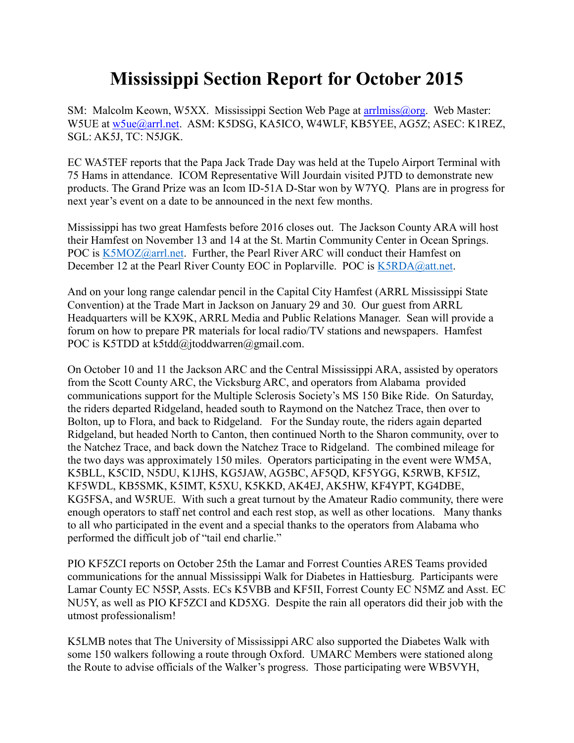# Mississippi Section Report for October 2015

SM: Malcolm Keown, W5XX. Mississippi Section Web Page at arrlmiss@org. Web Master: W5UE at w5ue@arrl.net. ASM: K5DSG, KA5ICO, W4WLF, KB5YEE, AG5Z; ASEC: K1REZ, SGL: AK5J, TC: N5JGK.

EC WA5TEF reports that the Papa Jack Trade Day was held at the Tupelo Airport Terminal with 75 Hams in attendance. ICOM Representative Will Jourdain visited PJTD to demonstrate new products. The Grand Prize was an Icom ID-51A D-Star won by W7YQ. Plans are in progress for next year's event on a date to be announced in the next few months.

Mississippi has two great Hamfests before 2016 closes out. The Jackson County ARA will host their Hamfest on November 13 and 14 at the St. Martin Community Center in Ocean Springs. POC is K5MOZ@arrl.net. Further, the Pearl River ARC will conduct their Hamfest on December 12 at the Pearl River County EOC in Poplarville. POC is K5RDA@att.net.

And on your long range calendar pencil in the Capital City Hamfest (ARRL Mississippi State Convention) at the Trade Mart in Jackson on January 29 and 30. Our guest from ARRL Headquarters will be KX9K, ARRL Media and Public Relations Manager. Sean will provide a forum on how to prepare PR materials for local radio/TV stations and newspapers. Hamfest POC is K5TDD at k5tdd@jtoddwarren@gmail.com.

On October 10 and 11 the Jackson ARC and the Central Mississippi ARA, assisted by operators from the Scott County ARC, the Vicksburg ARC, and operators from Alabama provided communications support for the Multiple Sclerosis Society's MS 150 Bike Ride. On Saturday, the riders departed Ridgeland, headed south to Raymond on the Natchez Trace, then over to Bolton, up to Flora, and back to Ridgeland. For the Sunday route, the riders again departed Ridgeland, but headed North to Canton, then continued North to the Sharon community, over to the Natchez Trace, and back down the Natchez Trace to Ridgeland. The combined mileage for the two days was approximately 150 miles. Operators participating in the event were WM5A, K5BLL, K5CID, N5DU, K1JHS, KG5JAW, AG5BC, AF5QD, KF5YGG, K5RWB, KF5IZ, KF5WDL, KB5SMK, K5IMT, K5XU, K5KKD, AK4EJ, AK5HW, KF4YPT, KG4DBE, KG5FSA, and W5RUE. With such a great turnout by the Amateur Radio community, there were enough operators to staff net control and each rest stop, as well as other locations. Many thanks to all who participated in the event and a special thanks to the operators from Alabama who performed the difficult job of "tail end charlie."

PIO KF5ZCI reports on October 25th the Lamar and Forrest Counties ARES Teams provided communications for the annual Mississippi Walk for Diabetes in Hattiesburg. Participants were Lamar County EC N5SP, Assts. ECs K5VBB and KF5II, Forrest County EC N5MZ and Asst. EC NU5Y, as well as PIO KF5ZCI and KD5XG. Despite the rain all operators did their job with the utmost professionalism!

K5LMB notes that The University of Mississippi ARC also supported the Diabetes Walk with some 150 walkers following a route through Oxford. UMARC Members were stationed along the Route to advise officials of the Walker's progress. Those participating were WB5VYH,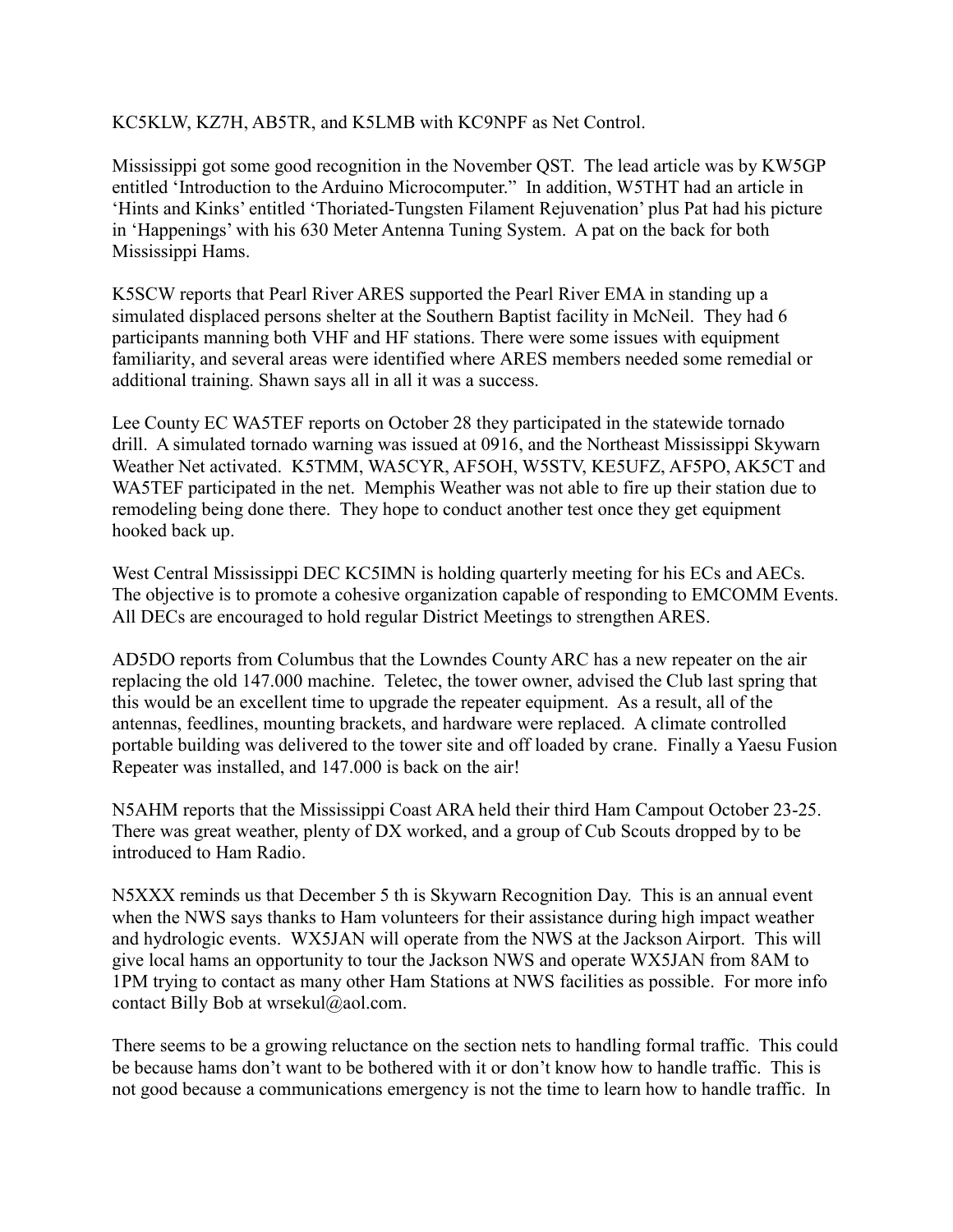KC5KLW, KZ7H, AB5TR, and K5LMB with KC9NPF as Net Control.

Mississippi got some good recognition in the November QST. The lead article was by KW5GP entitled 'Introduction to the Arduino Microcomputer." In addition, W5THT had an article in 'Hints and Kinks' entitled 'Thoriated-Tungsten Filament Rejuvenation' plus Pat had his picture in 'Happenings' with his 630 Meter Antenna Tuning System. A pat on the back for both Mississippi Hams.

K5SCW reports that Pearl River ARES supported the Pearl River EMA in standing up a simulated displaced persons shelter at the Southern Baptist facility in McNeil. They had 6 participants manning both VHF and HF stations. There were some issues with equipment familiarity, and several areas were identified where ARES members needed some remedial or additional training. Shawn says all in all it was a success.

Lee County EC WA5TEF reports on October 28 they participated in the statewide tornado drill. A simulated tornado warning was issued at 0916, and the Northeast Mississippi Skywarn Weather Net activated. K5TMM, WA5CYR, AF5OH, W5STV, KE5UFZ, AF5PO, AK5CT and WA5TEF participated in the net. Memphis Weather was not able to fire up their station due to remodeling being done there. They hope to conduct another test once they get equipment hooked back up.

West Central Mississippi DEC KC5IMN is holding quarterly meeting for his ECs and AECs. The objective is to promote a cohesive organization capable of responding to EMCOMM Events. All DECs are encouraged to hold regular District Meetings to strengthen ARES.

AD5DO reports from Columbus that the Lowndes County ARC has a new repeater on the air replacing the old 147.000 machine. Teletec, the tower owner, advised the Club last spring that this would be an excellent time to upgrade the repeater equipment. As a result, all of the antennas, feedlines, mounting brackets, and hardware were replaced. A climate controlled portable building was delivered to the tower site and off loaded by crane. Finally a Yaesu Fusion Repeater was installed, and 147.000 is back on the air!

N5AHM reports that the Mississippi Coast ARA held their third Ham Campout October 23-25. There was great weather, plenty of DX worked, and a group of Cub Scouts dropped by to be introduced to Ham Radio.

N5XXX reminds us that December 5 th is Skywarn Recognition Day. This is an annual event when the NWS says thanks to Ham volunteers for their assistance during high impact weather and hydrologic events. WX5JAN will operate from the NWS at the Jackson Airport. This will give local hams an opportunity to tour the Jackson NWS and operate WX5JAN from 8AM to 1PM trying to contact as many other Ham Stations at NWS facilities as possible. For more info contact Billy Bob at wrsekul@aol.com.

There seems to be a growing reluctance on the section nets to handling formal traffic. This could be because hams don't want to be bothered with it or don't know how to handle traffic. This is not good because a communications emergency is not the time to learn how to handle traffic. In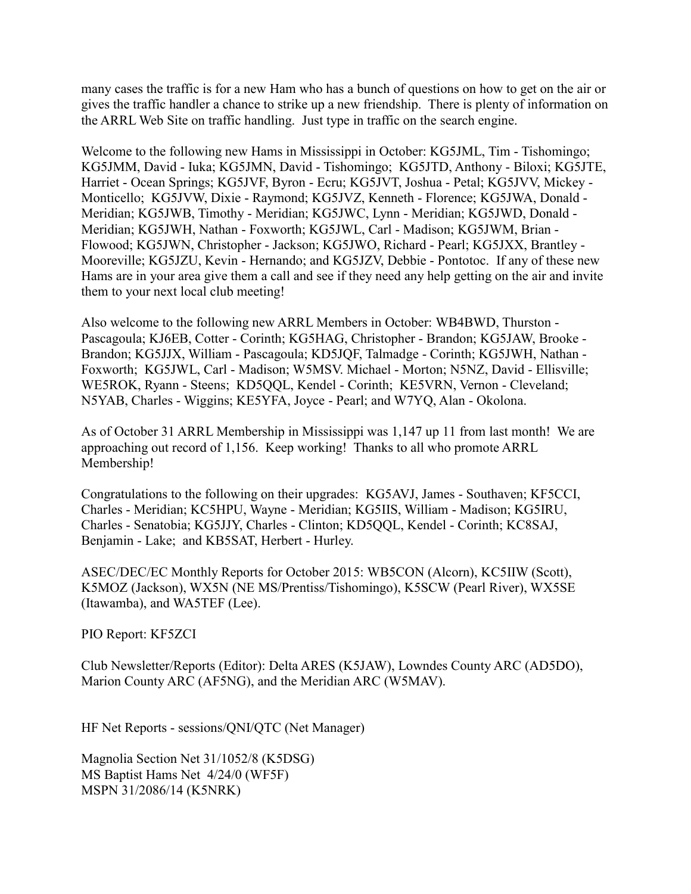many cases the traffic is for a new Ham who has a bunch of questions on how to get on the air or gives the traffic handler a chance to strike up a new friendship. There is plenty of information on the ARRL Web Site on traffic handling. Just type in traffic on the search engine.

Welcome to the following new Hams in Mississippi in October: KG5JML, Tim - Tishomingo; KG5JMM, David - Iuka; KG5JMN, David - Tishomingo; KG5JTD, Anthony - Biloxi; KG5JTE, Harriet - Ocean Springs; KG5JVF, Byron - Ecru; KG5JVT, Joshua - Petal; KG5JVV, Mickey - Monticello; KG5JVW, Dixie - Raymond; KG5JVZ, Kenneth - Florence; KG5JWA, Donald - Meridian; KG5JWB, Timothy - Meridian; KG5JWC, Lynn - Meridian; KG5JWD, Donald - Meridian; KG5JWH, Nathan - Foxworth; KG5JWL, Carl - Madison; KG5JWM, Brian - Flowood; KG5JWN, Christopher - Jackson; KG5JWO, Richard - Pearl; KG5JXX, Brantley - Mooreville; KG5JZU, Kevin - Hernando; and KG5JZV, Debbie - Pontotoc. If any of these new Hams are in your area give them a call and see if they need any help getting on the air and invite them to your next local club meeting!

Also welcome to the following new ARRL Members in October: WB4BWD, Thurston - Pascagoula; KJ6EB, Cotter - Corinth; KG5HAG, Christopher - Brandon; KG5JAW, Brooke - Brandon; KG5JJX, William - Pascagoula; KD5JQF, Talmadge - Corinth; KG5JWH, Nathan - Foxworth; KG5JWL, Carl - Madison; W5MSV. Michael - Morton; N5NZ, David - Ellisville; WE5ROK, Ryann - Steens; KD5QQL, Kendel - Corinth; KE5VRN, Vernon - Cleveland; N5YAB, Charles - Wiggins; KE5YFA, Joyce - Pearl; and W7YQ, Alan - Okolona.

As of October 31 ARRL Membership in Mississippi was 1,147 up 11 from last month! We are approaching out record of 1,156. Keep working! Thanks to all who promote ARRL Membership!

Congratulations to the following on their upgrades: KG5AVJ, James - Southaven; KF5CCI, Charles - Meridian; KC5HPU, Wayne - Meridian; KG5IIS, William - Madison; KG5IRU, Charles - Senatobia; KG5JJY, Charles - Clinton; KD5QQL, Kendel - Corinth; KC8SAJ, Benjamin - Lake; and KB5SAT, Herbert - Hurley.

ASEC/DEC/EC Monthly Reports for October 2015: WB5CON (Alcorn), KC5IIW (Scott), K5MOZ (Jackson), WX5N (NE MS/Prentiss/Tishomingo), K5SCW (Pearl River), WX5SE (Itawamba), and WA5TEF (Lee).

PIO Report: KF5ZCI

Club Newsletter/Reports (Editor): Delta ARES (K5JAW), Lowndes County ARC (AD5DO), Marion County ARC (AF5NG), and the Meridian ARC (W5MAV).

HF Net Reports - sessions/QNI/QTC (Net Manager)

Magnolia Section Net 31/1052/8 (K5DSG)
MS Baptist Hams Net 4/24/0 (WF5F)
MSPN 31/2086/14 (K5NRK)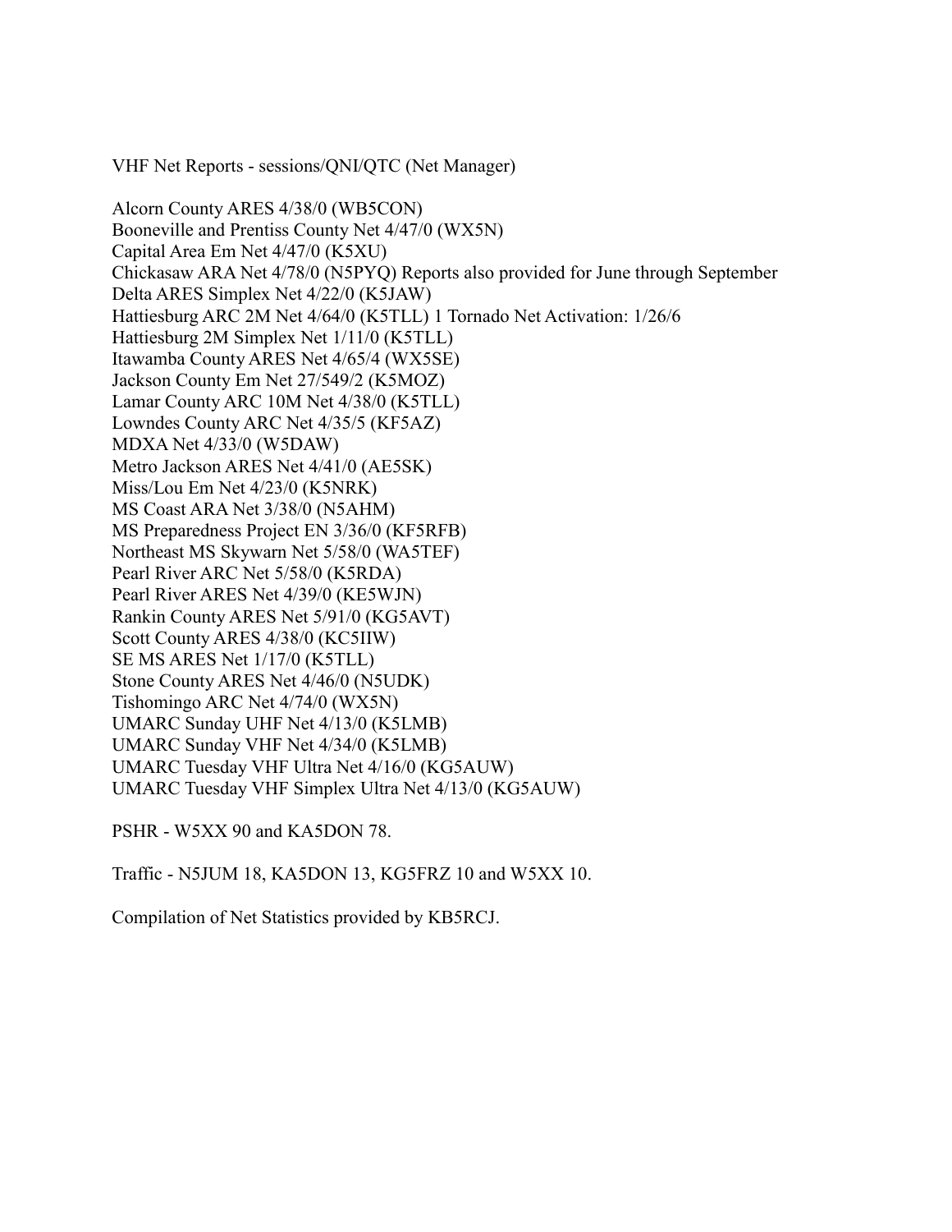VHF Net Reports - sessions/QNI/QTC (Net Manager)

Alcorn County ARES 4/38/0 (WB5CON)
Booneville and Prentiss County Net 4/47/0 (WX5N)
Capital Area Em Net 4/47/0 (K5XU)
Chickasaw ARA Net 4/78/0 (N5PYQ) Reports also provided for June through September
Delta ARES Simplex Net 4/22/0 (K5JAW)
Hattiesburg ARC 2M Net 4/64/0 (K5TLL) 1 Tornado Net Activation: 1/26/6
Hattiesburg 2M Simplex Net 1/11/0 (K5TLL)
Itawamba County ARES Net 4/65/4 (WX5SE)
Jackson County Em Net 27/549/2 (K5MOZ)
Lamar County ARC 10M Net 4/38/0 (K5TLL)
Lowndes County ARC Net 4/35/5 (KF5AZ)
MDXA Net 4/33/0 (W5DAW)
Metro Jackson ARES Net 4/41/0 (AE5SK)
Miss/Lou Em Net 4/23/0 (K5NRK)
MS Coast ARA Net 3/38/0 (N5AHM)
MS Preparedness Project EN 3/36/0 (KF5RFB)
Northeast MS Skywarn Net 5/58/0 (WA5TEF)
Pearl River ARC Net 5/58/0 (K5RDA)
Pearl River ARES Net 4/39/0 (KE5WJN)
Rankin County ARES Net 5/91/0 (KG5AVT)
Scott County ARES 4/38/0 (KC5IIW)
SE MS ARES Net 1/17/0 (K5TLL)
Stone County ARES Net 4/46/0 (N5UDK)
Tishomingo ARC Net 4/74/0 (WX5N)
UMARC Sunday UHF Net 4/13/0 (K5LMB)
UMARC Sunday VHF Net 4/34/0 (K5LMB)
UMARC Tuesday VHF Ultra Net 4/16/0 (KG5AUW)
UMARC Tuesday VHF Simplex Ultra Net 4/13/0 (KG5AUW)

PSHR - W5XX 90 and KA5DON 78.

Traffic - N5JUM 18, KA5DON 13, KG5FRZ 10 and W5XX 10.

Compilation of Net Statistics provided by KB5RCJ.